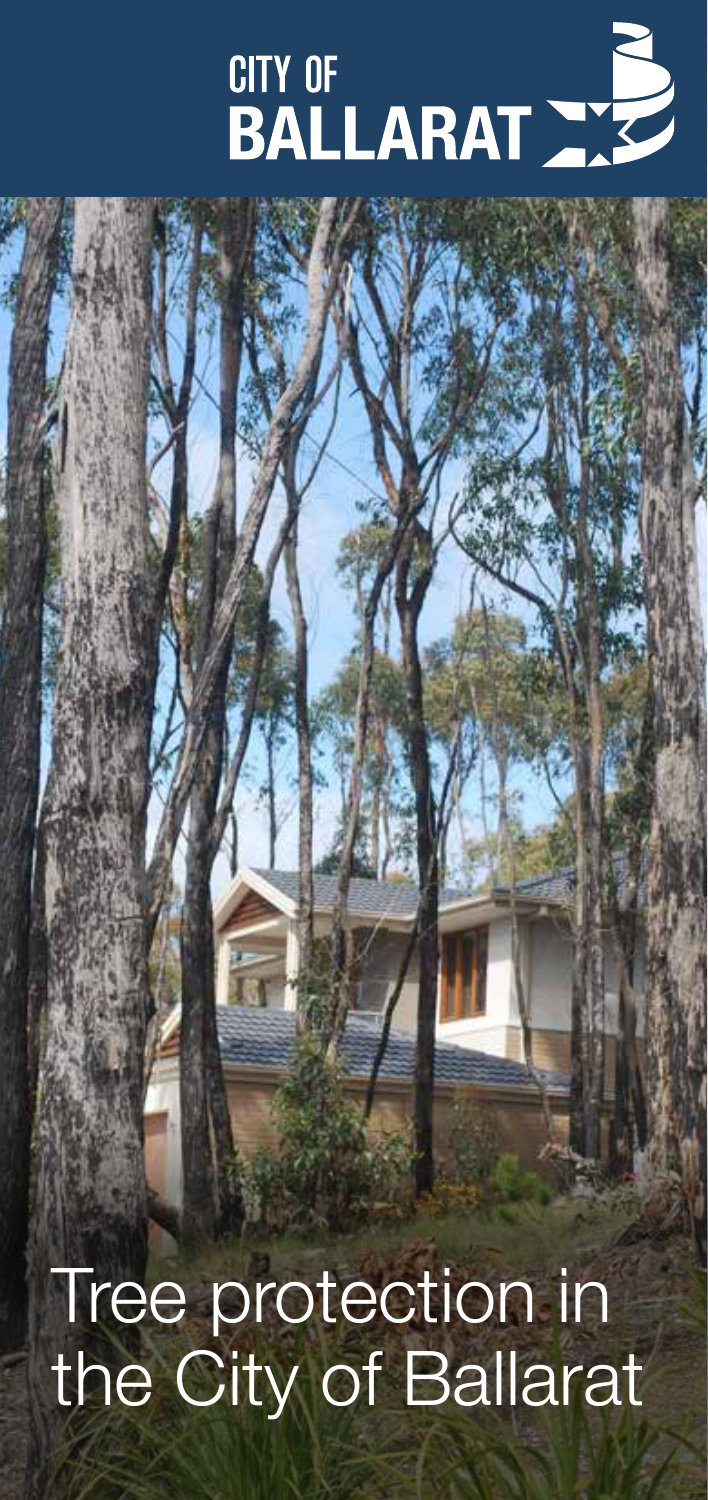CITY OF BALLARAT

# Tree protection in the City of Ballarat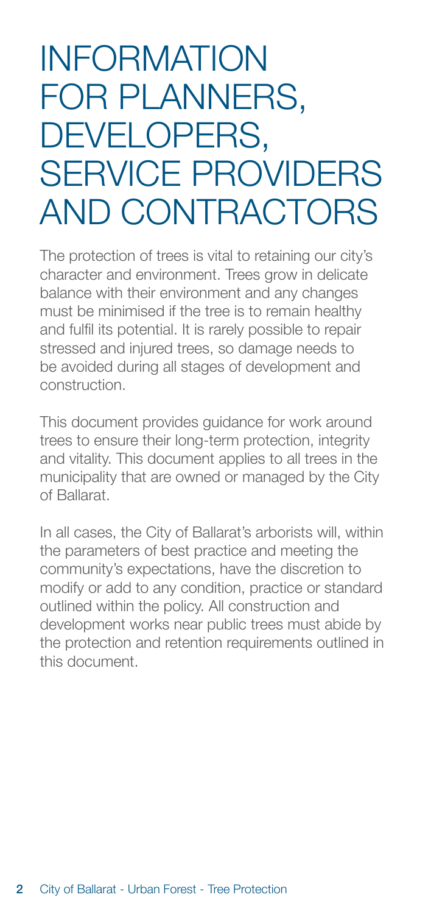# INFORMATION FOR PLANNERS, DEVELOPERS, SERVICE PROVIDERS AND CONTRACTORS

The protection of trees is vital to retaining our city's character and environment. Trees grow in delicate balance with their environment and any changes must be minimised if the tree is to remain healthy and fulfil its potential. It is rarely possible to repair stressed and injured trees, so damage needs to be avoided during all stages of development and construction.

This document provides guidance for work around trees to ensure their long-term protection, integrity and vitality. This document applies to all trees in the municipality that are owned or managed by the City of Ballarat.

In all cases, the City of Ballarat's arborists will, within the parameters of best practice and meeting the community's expectations, have the discretion to modify or add to any condition, practice or standard outlined within the policy. All construction and development works near public trees must abide by the protection and retention requirements outlined in this document.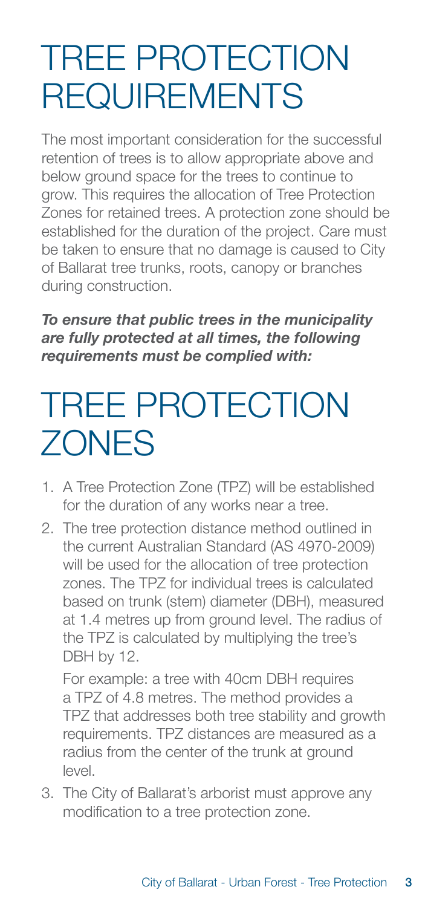# TREE PROTECTION REQUIREMENTS

The most important consideration for the successful retention of trees is to allow appropriate above and below ground space for the trees to continue to grow. This requires the allocation of Tree Protection Zones for retained trees. A protection zone should be established for the duration of the project. Care must be taken to ensure that no damage is caused to City of Ballarat tree trunks, roots, canopy or branches during construction.

***To ensure that public trees in the municipality are fully protected at all times, the following requirements must be complied with:***

# TREE PROTECTION ZONES

1. A Tree Protection Zone (TPZ) will be established for the duration of any works near a tree.
2. The tree protection distance method outlined in the current Australian Standard (AS 4970-2009) will be used for the allocation of tree protection zones. The TPZ for individual trees is calculated based on trunk (stem) diameter (DBH), measured at 1.4 metres up from ground level. The radius of the TPZ is calculated by multiplying the tree's DBH by 12.

   For example: a tree with 40cm DBH requires a TPZ of 4.8 metres. The method provides a TPZ that addresses both tree stability and growth requirements. TPZ distances are measured as a radius from the center of the trunk at ground level.
3. The City of Ballarat's arborist must approve any modification to a tree protection zone.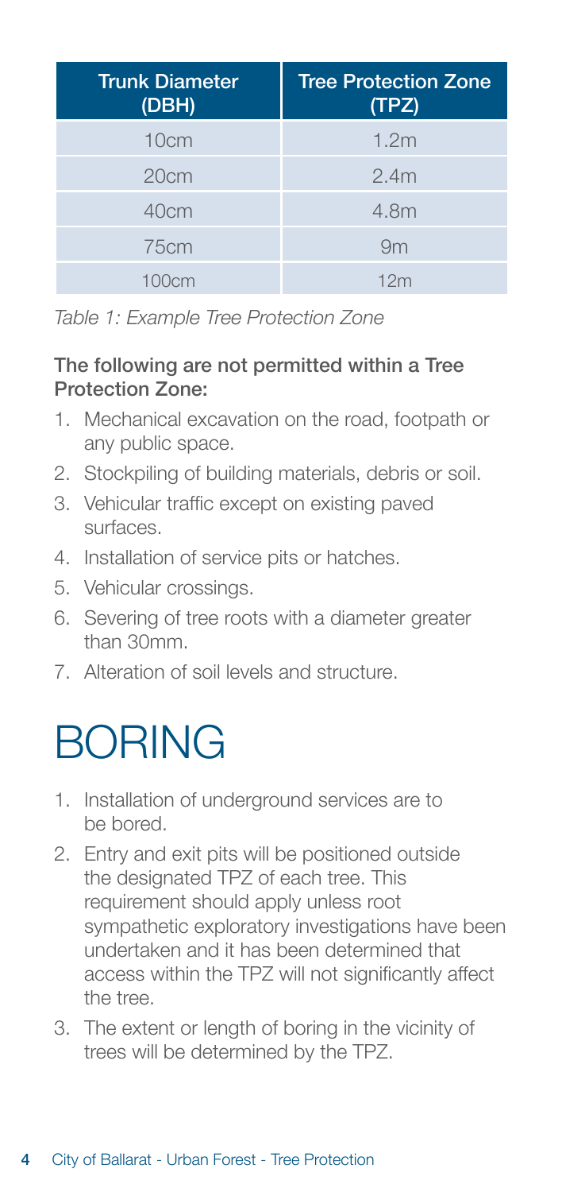| Trunk Diameter (DBH) | Tree Protection Zone (TPZ) |
| --- | --- |
| 10cm | 1.2m |
| 20cm | 2.4m |
| 40cm | 4.8m |
| 75cm | 9m |
| 100cm | 12m |

*Table 1: Example Tree Protection Zone*

**The following are not permitted within a Tree Protection Zone:**

1. Mechanical excavation on the road, footpath or any public space.
2. Stockpiling of building materials, debris or soil.
3. Vehicular traffic except on existing paved surfaces.
4. Installation of service pits or hatches.
5. Vehicular crossings.
6. Severing of tree roots with a diameter greater than 30mm.
7. Alteration of soil levels and structure.

# BORING

1. Installation of underground services are to be bored.
2. Entry and exit pits will be positioned outside the designated TPZ of each tree. This requirement should apply unless root sympathetic exploratory investigations have been undertaken and it has been determined that access within the TPZ will not significantly affect the tree.
3. The extent or length of boring in the vicinity of trees will be determined by the TPZ.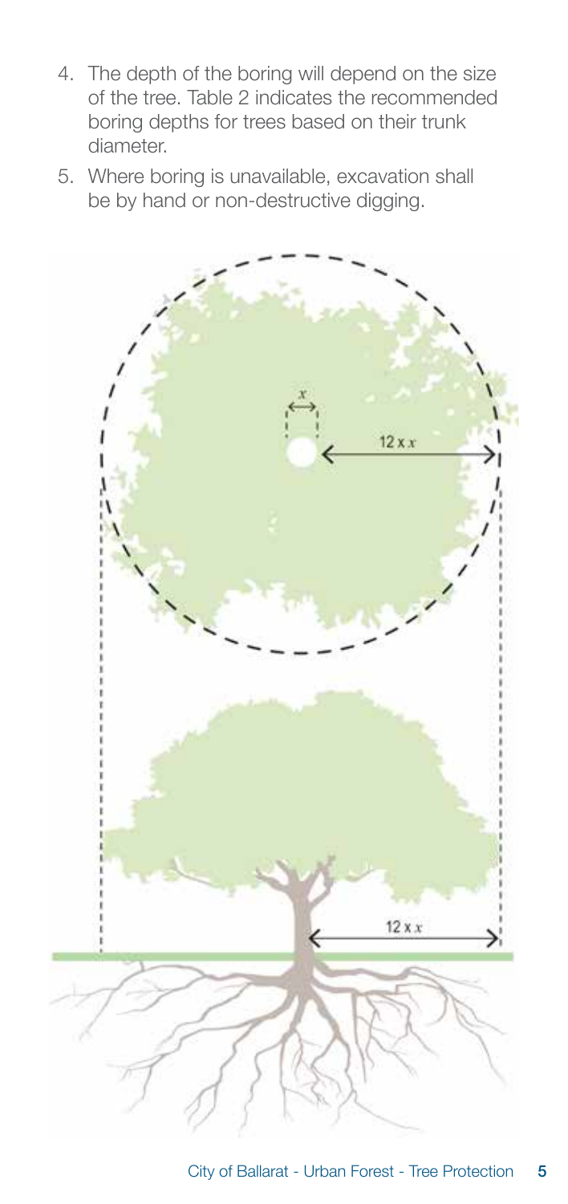4. The depth of the boring will depend on the size of the tree. Table 2 indicates the recommended boring depths for trees based on their trunk diameter.
5. Where boring is unavailable, excavation shall be by hand or non-destructive digging.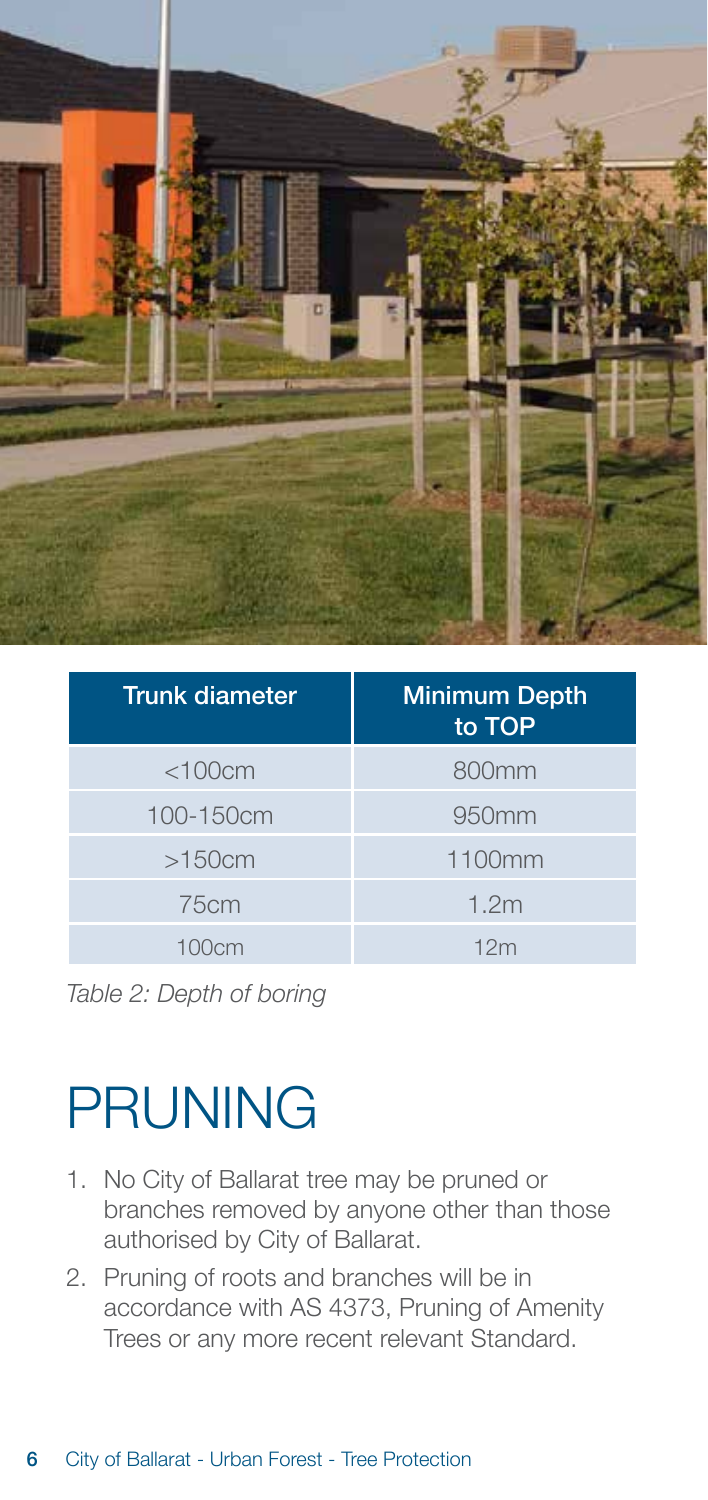| Trunk diameter | Minimum Depth to TOP |
|---|---|
| <100cm | 800mm |
| 100-150cm | 950mm |
| >150cm | 1100mm |
| 75cm | 1.2m |
| 100cm | 12m |

*Table 2: Depth of boring*

# PRUNING

1. No City of Ballarat tree may be pruned or branches removed by anyone other than those authorised by City of Ballarat.
2. Pruning of roots and branches will be in accordance with AS 4373, Pruning of Amenity Trees or any more recent relevant Standard.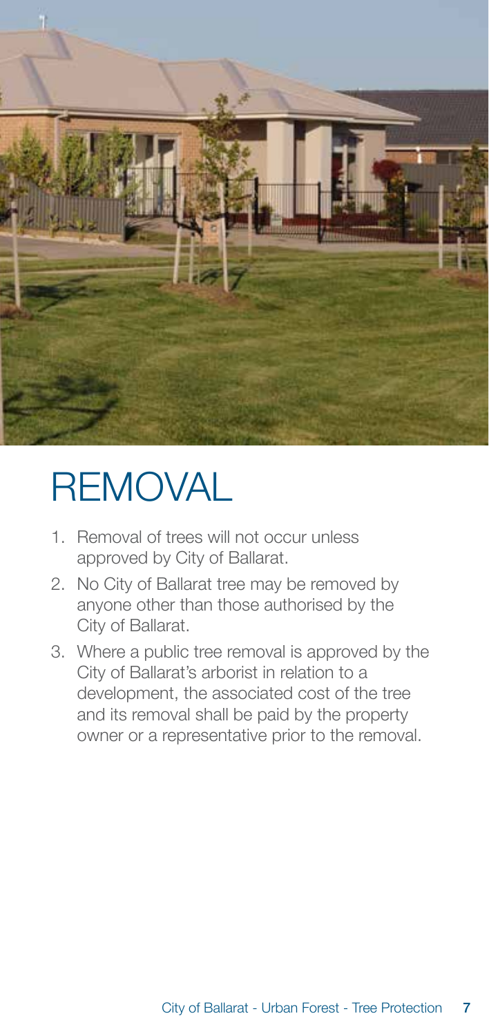# REMOVAL

1. Removal of trees will not occur unless approved by City of Ballarat.
2. No City of Ballarat tree may be removed by anyone other than those authorised by the City of Ballarat.
3. Where a public tree removal is approved by the City of Ballarat's arborist in relation to a development, the associated cost of the tree and its removal shall be paid by the property owner or a representative prior to the removal.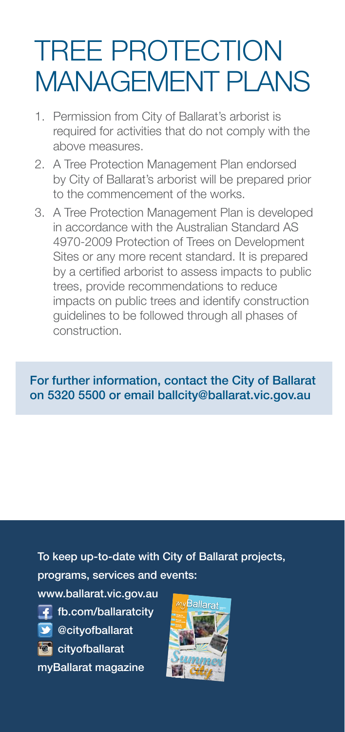# TREE PROTECTION MANAGEMENT PLANS

1. Permission from City of Ballarat's arborist is required for activities that do not comply with the above measures.
2. A Tree Protection Management Plan endorsed by City of Ballarat's arborist will be prepared prior to the commencement of the works.
3. A Tree Protection Management Plan is developed in accordance with the Australian Standard AS 4970-2009 Protection of Trees on Development Sites or any more recent standard. It is prepared by a certified arborist to assess impacts to public trees, provide recommendations to reduce impacts on public trees and identify construction guidelines to be followed through all phases of construction.

**For further information, contact the City of Ballarat on 5320 5500 or email ballcity@ballarat.vic.gov.au**

**To keep up-to-date with City of Ballarat projects, programs, services and events:**

**www.ballarat.vic.gov.au**

**fb.com/ballaratcity**

**@cityofballarat**

**cityofballarat**

**myBallarat magazine**